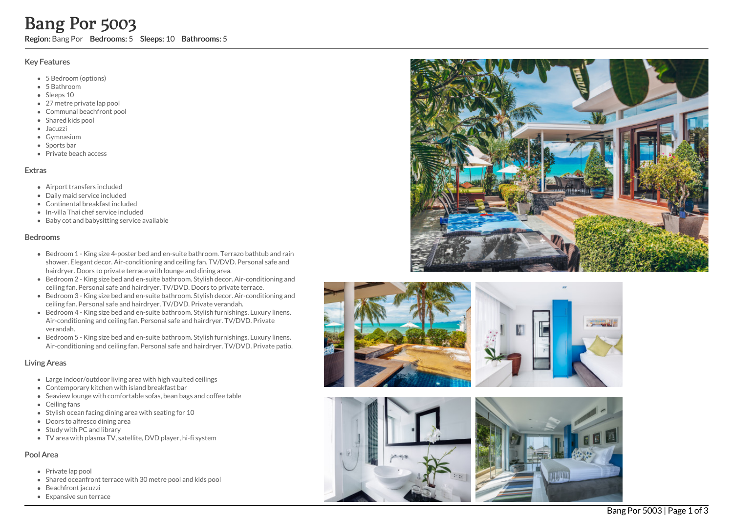# Bang Por 5003

**Region:** Bang Por **Bedrooms:** 5 **Sleeps:** 10 **Bathrooms:** 5

## Key Features

- 5 Bedroom (options)
- 5 Bathroom
- Sleeps 10
- 27 metre private lap pool
- Communal beachfront pool
- Shared kids pool
- Jacuzzi
- Gymnasium
- Sports bar
- Private beach access

## Extras

- Airport transfers included
- Daily maid service included
- Continental breakfast included
- In-villa Thai chef service included
- Baby cot and babysitting service available

## Bedrooms

- Bedroom 1 - King size 4-poster bed and en-suite bathroom. Terrazo bathtub and rain shower. Elegant decor. Air-conditioning and ceiling fan. TV/DVD. Personal safe and hairdryer. Doors to private terrace with lounge and dining area.
- Bedroom 2 - King size bed and en-suite bathroom. Stylish decor. Air-conditioning and ceiling fan. Personal safe and hairdryer. TV/DVD. Doors to private terrace.
- Bedroom 3 - King size bed and en-suite bathroom. Stylish decor. Air-conditioning and ceiling fan. Personal safe and hairdryer. TV/DVD. Private verandah.
- Bedroom 4 - King size bed and en-suite bathroom. Stylish furnishings. Luxury linens. Air-conditioning and ceiling fan. Personal safe and hairdryer. TV/DVD. Private verandah.
- Bedroom 5 - King size bed and en-suite bathroom. Stylish furnishings. Luxury linens. Air-conditioning and ceiling fan. Personal safe and hairdryer. TV/DVD. Private patio.

## Living Areas

- Large indoor/outdoor living area with high vaulted ceilings
- Contemporary kitchen with island breakfast bar
- Seaview lounge with comfortable sofas, bean bags and coffee table
- Ceiling fans
- Stylish ocean facing dining area with seating for 10
- Doors to alfresco dining area
- Study with PC and library
- TV area with plasma TV, satellite, DVD player, hi-fi system

## Pool Area

- Private lap pool
- Shared oceanfront terrace with 30 metre pool and kids pool
- Beachfront jacuzzi
- Expansive sun terrace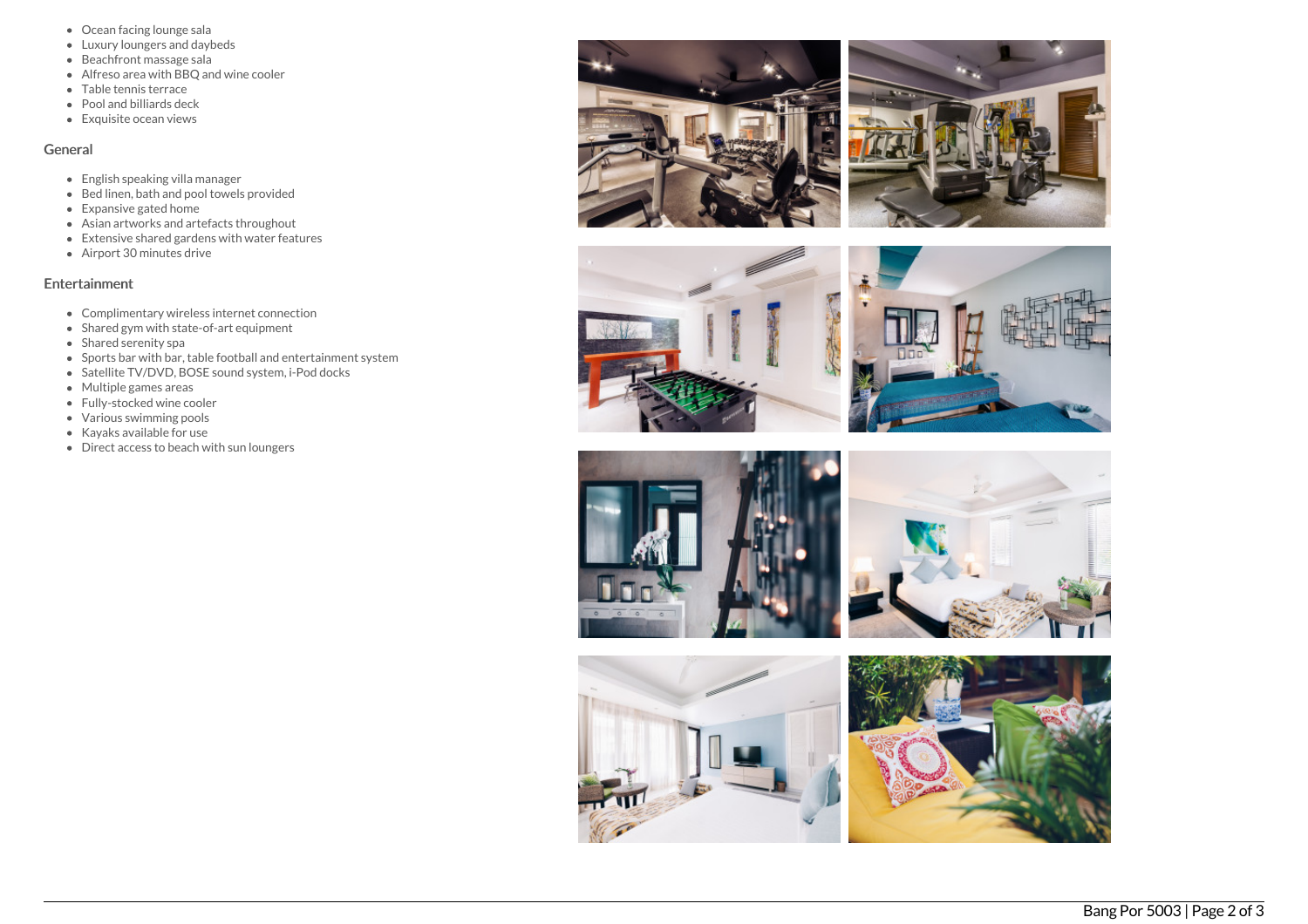- Ocean facing lounge sala
- Luxury loungers and daybeds
- Beachfront massage sala
- Alfreso area with BBQ and wine cooler
- Table tennis terrace
- Pool and billiards deck
- Exquisite ocean views

## General

- English speaking villa manager
- Bed linen, bath and pool towels provided
- Expansive gated home
- Asian artworks and artefacts throughout
- Extensive shared gardens with water features
- Airport 30 minutes drive

## Entertainment

- Complimentary wireless internet connection
- Shared gym with state-of-art equipment
- Shared serenity spa
- Sports bar with bar, table football and entertainment system
- Satellite TV/DVD, BOSE sound system, i-Pod docks
- Multiple games areas
- Fully-stocked wine cooler
- Various swimming pools
- Kayaks available for use
- Direct access to beach with sun loungers